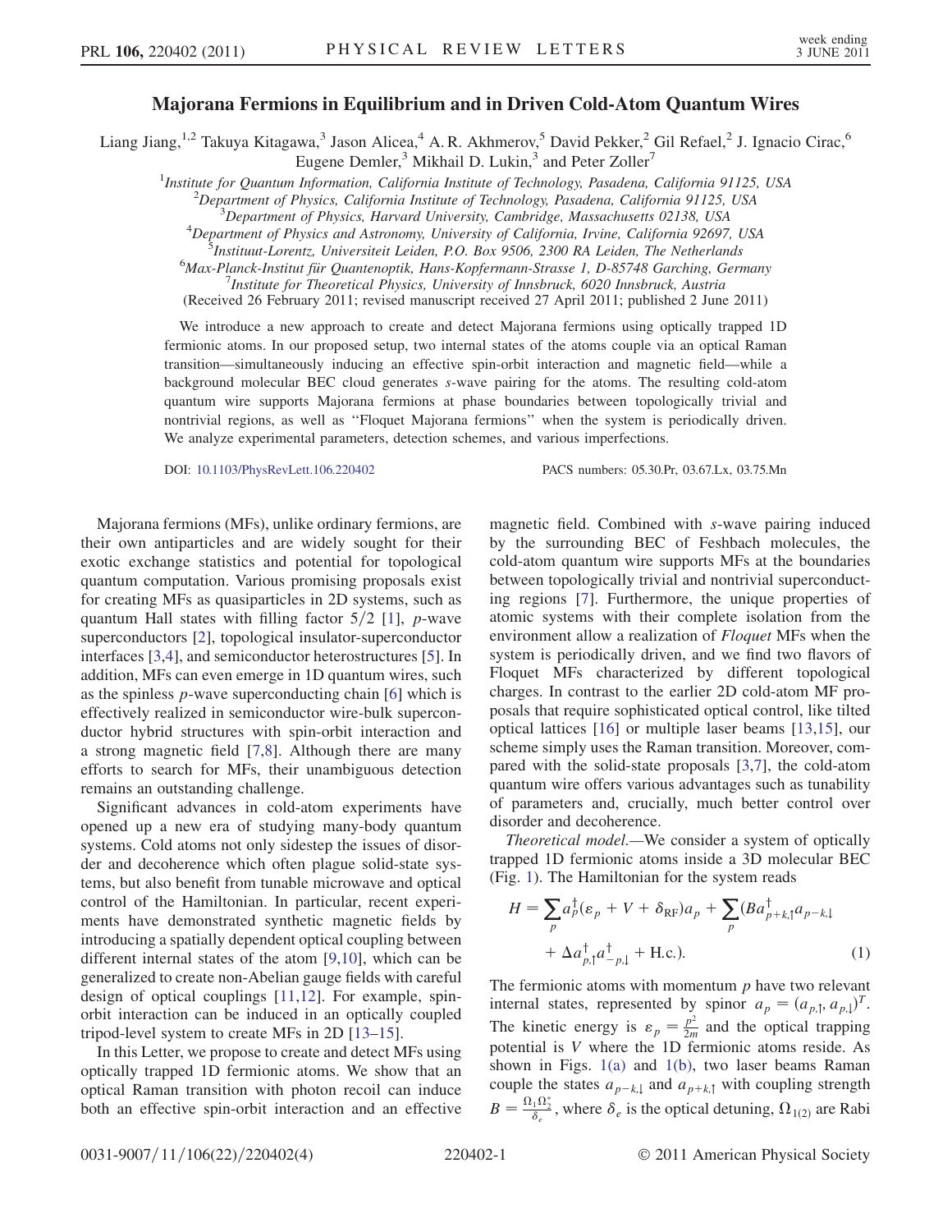# Majorana Fermions in Equilibrium and in Driven Cold-Atom Quantum Wires

Liang Jiang,[1,2] Takuya Kitagawa,[3] Jason Alicea,[4] A. R. Akhmerov,[5] David Pekker,[2] Gil Refael,[2] J. Ignacio Cirac,[6] Eugene Demler,[3] Mikhail D. Lukin,[3] and Peter Zoller[7]

[1]*Institute for Quantum Information, California Institute of Technology, Pasadena, California 91125, USA*
[2]*Department of Physics, California Institute of Technology, Pasadena, California 91125, USA*
[3]*Department of Physics, Harvard University, Cambridge, Massachusetts 02138, USA*
[4]*Department of Physics and Astronomy, University of California, Irvine, California 92697, USA*
[5]*Instituut-Lorentz, Universiteit Leiden, P.O. Box 9506, 2300 RA Leiden, The Netherlands*
[6]*Max-Planck-Institut für Quantenoptik, Hans-Kopfermann-Strasse 1, D-85748 Garching, Germany*
[7]*Institute for Theoretical Physics, University of Innsbruck, 6020 Innsbruck, Austria*

(Received 26 February 2011; revised manuscript received 27 April 2011; published 2 June 2011)

We introduce a new approach to create and detect Majorana fermions using optically trapped 1D fermionic atoms. In our proposed setup, two internal states of the atoms couple via an optical Raman transition—simultaneously inducing an effective spin-orbit interaction and magnetic field—while a background molecular BEC cloud generates *s*-wave pairing for the atoms. The resulting cold-atom quantum wire supports Majorana fermions at phase boundaries between topologically trivial and nontrivial regions, as well as "Floquet Majorana fermions" when the system is periodically driven. We analyze experimental parameters, detection schemes, and various imperfections.

DOI: 10.1103/PhysRevLett.106.220402 PACS numbers: 05.30.Pr, 03.67.Lx, 03.75.Mn

Majorana fermions (MFs), unlike ordinary fermions, are their own antiparticles and are widely sought for their exotic exchange statistics and potential for topological quantum computation. Various promising proposals exist for creating MFs as quasiparticles in 2D systems, such as quantum Hall states with filling factor $5/2$ [1], *p*-wave superconductors [2], topological insulator-superconductor interfaces [3,4], and semiconductor heterostructures [5]. In addition, MFs can even emerge in 1D quantum wires, such as the spinless *p*-wave superconducting chain [6] which is effectively realized in semiconductor wire-bulk superconductor hybrid structures with spin-orbit interaction and a strong magnetic field [7,8]. Although there are many efforts to search for MFs, their unambiguous detection remains an outstanding challenge.

Significant advances in cold-atom experiments have opened up a new era of studying many-body quantum systems. Cold atoms not only sidestep the issues of disorder and decoherence which often plague solid-state systems, but also benefit from tunable microwave and optical control of the Hamiltonian. In particular, recent experiments have demonstrated synthetic magnetic fields by introducing a spatially dependent optical coupling between different internal states of the atom [9,10], which can be generalized to create non-Abelian gauge fields with careful design of optical couplings [11,12]. For example, spin-orbit interaction can be induced in an optically coupled tripod-level system to create MFs in 2D [13–15].

In this Letter, we propose to create and detect MFs using optically trapped 1D fermionic atoms. We show that an optical Raman transition with photon recoil can induce both an effective spin-orbit interaction and an effective magnetic field. Combined with *s*-wave pairing induced by the surrounding BEC of Feshbach molecules, the cold-atom quantum wire supports MFs at the boundaries between topologically trivial and nontrivial superconducting regions [7]. Furthermore, the unique properties of atomic systems with their complete isolation from the environment allow a realization of *Floquet* MFs when the system is periodically driven, and we find two flavors of Floquet MFs characterized by different topological charges. In contrast to the earlier 2D cold-atom MF proposals that require sophisticated optical control, like tilted optical lattices [16] or multiple laser beams [13,15], our scheme simply uses the Raman transition. Moreover, compared with the solid-state proposals [3,7], the cold-atom quantum wire offers various advantages such as tunability of parameters and, crucially, much better control over disorder and decoherence.

*Theoretical model.*—We consider a system of optically trapped 1D fermionic atoms inside a 3D molecular BEC (Fig. 1). The Hamiltonian for the system reads

$$H = \sum_p a_p^\dagger(\varepsilon_p + V + \delta_{\text{RF}})a_p + \sum_p (B a_{p+k,\uparrow}^\dagger a_{p-k,\downarrow} + \Delta a_{p,\uparrow}^\dagger a_{-p,\downarrow}^\dagger + \text{H.c.}). \tag{1}$$

The fermionic atoms with momentum $p$ have two relevant internal states, represented by spinor $a_p = (a_{p,\uparrow}, a_{p,\downarrow})^T$. The kinetic energy is $\varepsilon_p = \frac{p^2}{2m}$ and the optical trapping potential is $V$ where the 1D fermionic atoms reside. As shown in Figs. 1(a) and 1(b), two laser beams Raman couple the states $a_{p-k,\downarrow}$ and $a_{p+k,\uparrow}$ with coupling strength $B = \frac{\Omega_1 \Omega_2^*}{\delta_e}$, where $\delta_e$ is the optical detuning, $\Omega_{1(2)}$ are Rabi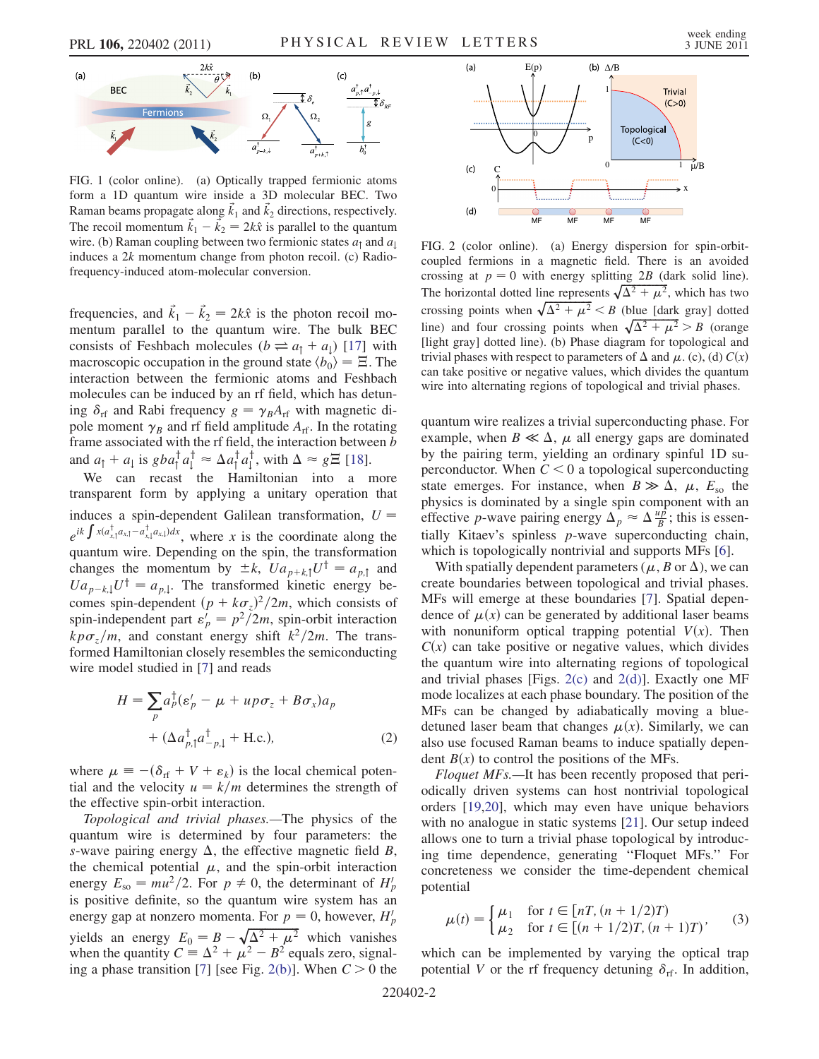FIG. 1 (color online). (a) Optically trapped fermionic atoms form a 1D quantum wire inside a 3D molecular BEC. Two Raman beams propagate along $\vec{k}_1$ and $\vec{k}_2$ directions, respectively. The recoil momentum $\vec{k}_1 - \vec{k}_2 = 2k\hat{x}$ is parallel to the quantum wire. (b) Raman coupling between two fermionic states $a_\uparrow$ and $a_\downarrow$ induces a $2k$ momentum change from photon recoil. (c) Radio-frequency-induced atom-molecular conversion.

frequencies, and $\vec{k}_1 - \vec{k}_2 = 2k\hat{x}$ is the photon recoil momentum parallel to the quantum wire. The bulk BEC consists of Feshbach molecules ($b \rightleftharpoons a_\uparrow + a_\downarrow$) [17] with macroscopic occupation in the ground state $\langle b_0 \rangle = \Xi$. The interaction between the fermionic atoms and Feshbach molecules can be induced by an rf field, which has detuning $\delta_{\rm rf}$ and Rabi frequency $g = \gamma_B A_{\rm rf}$ with magnetic dipole moment $\gamma_B$ and rf field amplitude $A_{\rm rf}$. In the rotating frame associated with the rf field, the interaction between $b$ and $a_\uparrow + a_\downarrow$ is $gba_\uparrow^\dagger a_\downarrow^\dagger \approx \Delta a_\uparrow^\dagger a_\downarrow^\dagger$, with $\Delta \approx g\Xi$ [18].

We can recast the Hamiltonian into a more transparent form by applying a unitary operation that induces a spin-dependent Galilean transformation, $U = e^{ik\int x(a_{x,\uparrow}^\dagger a_{x,\uparrow} - a_{x,\downarrow}^\dagger a_{x,\downarrow})dx}$, where $x$ is the coordinate along the quantum wire. Depending on the spin, the transformation changes the momentum by $\pm k$, $Ua_{p+k,\uparrow}U^\dagger = a_{p,\uparrow}$ and $Ua_{p-k,\downarrow}U^\dagger = a_{p,\downarrow}$. The transformed kinetic energy becomes spin-dependent $(p + k\sigma_z)^2/2m$, which consists of spin-independent part $\varepsilon_p' = p^2/2m$, spin-orbit interaction $kp\sigma_z/m$, and constant energy shift $k^2/2m$. The transformed Hamiltonian closely resembles the semiconducting wire model studied in [7] and reads

$$H = \sum_p a_p^\dagger(\varepsilon_p' - \mu + up\sigma_z + B\sigma_x)a_p + (\Delta a_{p,\uparrow}^\dagger a_{-p,\downarrow}^\dagger + \text{H.c.}), \tag{2}$$

where $\mu \equiv -(\delta_{\rm rf} + V + \varepsilon_k)$ is the local chemical potential and the velocity $u = k/m$ determines the strength of the effective spin-orbit interaction.

*Topological and trivial phases.*—The physics of the quantum wire is determined by four parameters: the $s$-wave pairing energy $\Delta$, the effective magnetic field $B$, the chemical potential $\mu$, and the spin-orbit interaction energy $E_{\rm so} = mu^2/2$. For $p \neq 0$, the determinant of $H_p'$ is positive definite, so the quantum wire system has an energy gap at nonzero momenta. For $p = 0$, however, $H_p'$ yields an energy $E_0 = B - \sqrt{\Delta^2 + \mu^2}$ which vanishes when the quantity $C \equiv \Delta^2 + \mu^2 - B^2$ equals zero, signaling a phase transition [7] [see Fig. 2(b)]. When $C > 0$ the quantum wire realizes a trivial superconducting phase. For example, when $B \ll \Delta$, all energy gaps are dominated by the pairing term, yielding an ordinary spinful 1D superconductor. When $C < 0$ a topological superconducting state emerges. For instance, when $B \gg \Delta$, $\mu$, $E_{\rm so}$ the physics is dominated by a single spin component with an effective $p$-wave pairing energy $\Delta_p \approx \Delta \frac{up}{B}$; this is essentially Kitaev's spinless $p$-wave superconducting chain, which is topologically nontrivial and supports MFs [6].

FIG. 2 (color online). (a) Energy dispersion for spin-orbit-coupled fermions in a magnetic field. There is an avoided crossing at $p = 0$ with energy splitting $2B$ (dark solid line). The horizontal dotted line represents $\sqrt{\Delta^2 + \mu^2}$, which has two crossing points when $\sqrt{\Delta^2 + \mu^2} < B$ (blue [dark gray] dotted line) and four crossing points when $\sqrt{\Delta^2 + \mu^2} > B$ (orange [light gray] dotted line). (b) Phase diagram for topological and trivial phases with respect to parameters of $\Delta$ and $\mu$. (c), (d) $C(x)$ can take positive or negative values, which divides the quantum wire into alternating regions of topological and trivial phases.

With spatially dependent parameters ($\mu$, $B$ or $\Delta$), we can create boundaries between topological and trivial phases. MFs will emerge at these boundaries [7]. Spatial dependence of $\mu(x)$ can be generated by additional laser beams with nonuniform optical trapping potential $V(x)$. Then $C(x)$ can take positive or negative values, which divides the quantum wire into alternating regions of topological and trivial phases [Figs. 2(c) and 2(d)]. Exactly one MF mode localizes at each phase boundary. The position of the MFs can be changed by adiabatically moving a blue-detuned laser beam that changes $\mu(x)$. Similarly, we can also use focused Raman beams to induce spatially dependent $B(x)$ to control the positions of the MFs.

*Floquet MFs.*—It has been recently proposed that periodically driven systems can host nontrivial topological orders [19,20], which may even have unique behaviors with no analogue in static systems [21]. Our setup indeed allows one to turn a trivial phase topological by introducing time dependence, generating "Floquet MFs." For concreteness we consider the time-dependent chemical potential

$$\mu(t) = \begin{cases} \mu_1 & \text{for } t \in [nT, (n + 1/2)T) \\ \mu_2 & \text{for } t \in [(n + 1/2)T, (n + 1)T) \end{cases}, \tag{3}$$

which can be implemented by varying the optical trap potential $V$ or the rf frequency detuning $\delta_{\rm rf}$. In addition,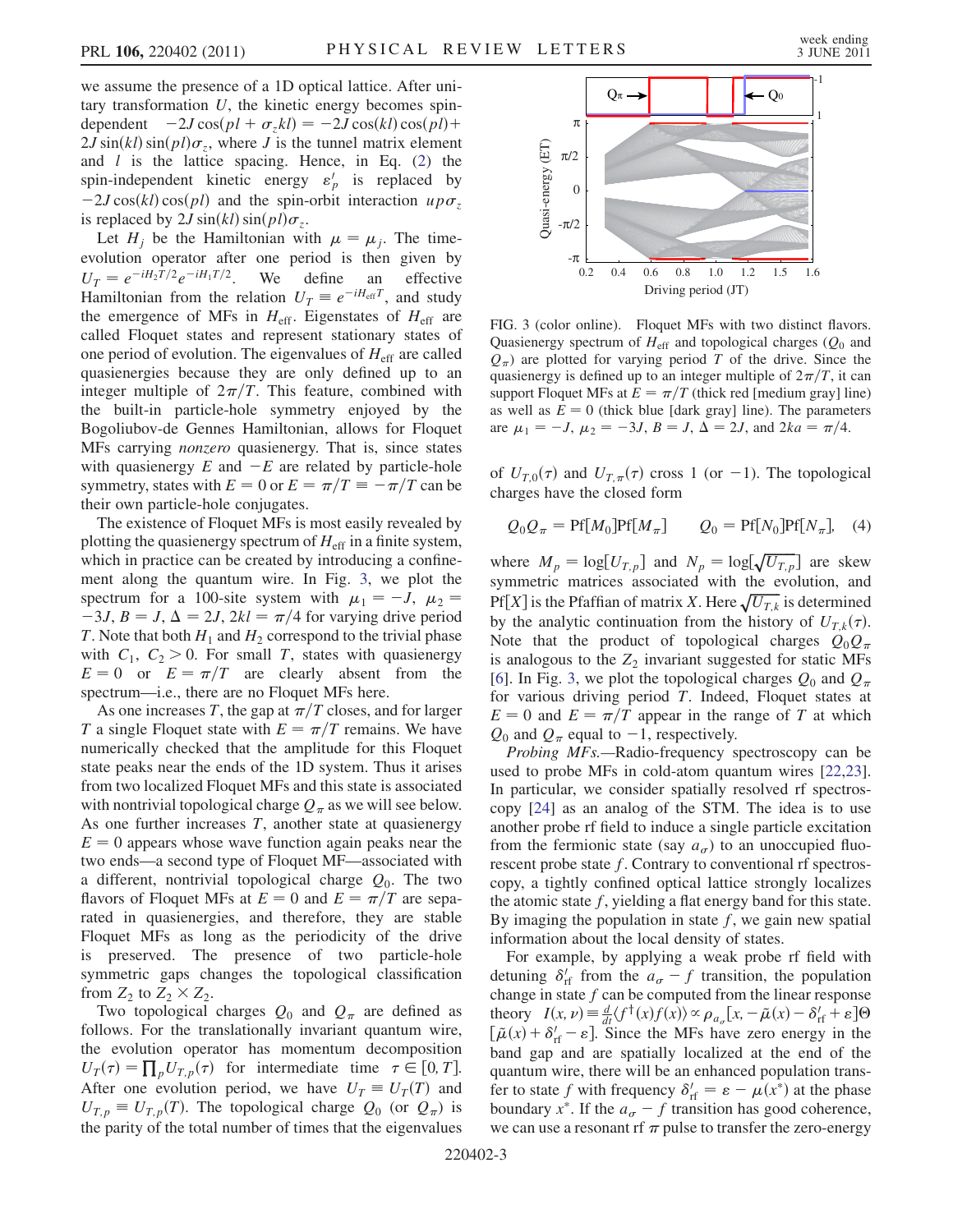we assume the presence of a 1D optical lattice. After unitary transformation $U$, the kinetic energy becomes spin-dependent $-2J\cos(pl + \sigma_z kl) = -2J\cos(kl)\cos(pl) + 2J\sin(kl)\sin(pl)\sigma_z$, where $J$ is the tunnel matrix element and $l$ is the lattice spacing. Hence, in Eq. (2) the spin-independent kinetic energy $\varepsilon'_p$ is replaced by $-2J\cos(kl)\cos(pl)$ and the spin-orbit interaction $up\sigma_z$ is replaced by $2J\sin(kl)\sin(pl)\sigma_z$.

Let $H_j$ be the Hamiltonian with $\mu = \mu_j$. The time-evolution operator after one period is then given by $U_T = e^{-iH_2T/2}e^{-iH_1T/2}$. We define an effective Hamiltonian from the relation $U_T \equiv e^{-iH_{\rm eff}T}$, and study the emergence of MFs in $H_{\rm eff}$. Eigenstates of $H_{\rm eff}$ are called Floquet states and represent stationary states of one period of evolution. The eigenvalues of $H_{\rm eff}$ are called quasienergies because they are only defined up to an integer multiple of $2\pi/T$. This feature, combined with the built-in particle-hole symmetry enjoyed by the Bogoliubov-de Gennes Hamiltonian, allows for Floquet MFs carrying *nonzero* quasienergy. That is, since states with quasienergy $E$ and $-E$ are related by particle-hole symmetry, states with $E = 0$ or $E = \pi/T \equiv -\pi/T$ can be their own particle-hole conjugates.

The existence of Floquet MFs is most easily revealed by plotting the quasienergy spectrum of $H_{\rm eff}$ in a finite system, which in practice can be created by introducing a confinement along the quantum wire. In Fig. 3, we plot the spectrum for a 100-site system with $\mu_1 = -J$, $\mu_2 = -3J$, $B = J$, $\Delta = 2J$, $2kl = \pi/4$ for varying drive period $T$. Note that both $H_1$ and $H_2$ correspond to the trivial phase with $C_1$, $C_2 > 0$. For small $T$, states with quasienergy $E = 0$ or $E = \pi/T$ are clearly absent from the spectrum—i.e., there are no Floquet MFs here.

As one increases $T$, the gap at $\pi/T$ closes, and for larger $T$ a single Floquet state with $E = \pi/T$ remains. We have numerically checked that the amplitude for this Floquet state peaks near the ends of the 1D system. Thus it arises from two localized Floquet MFs and this state is associated with nontrivial topological charge $Q_\pi$ as we will see below. As one further increases $T$, another state at quasienergy $E = 0$ appears whose wave function again peaks near the two ends—a second type of Floquet MF—associated with a different, nontrivial topological charge $Q_0$. The two flavors of Floquet MFs at $E = 0$ and $E = \pi/T$ are separated in quasienergies, and therefore, they are stable Floquet MFs as long as the periodicity of the drive is preserved. The presence of two particle-hole symmetric gaps changes the topological classification from $Z_2$ to $Z_2 \times Z_2$.

Two topological charges $Q_0$ and $Q_\pi$ are defined as follows. For the translationally invariant quantum wire, the evolution operator has momentum decomposition $U_T(\tau) = \prod_p U_{T,p}(\tau)$ for intermediate time $\tau \in [0, T]$. After one evolution period, we have $U_T \equiv U_T(T)$ and $U_{T,p} \equiv U_{T,p}(T)$. The topological charge $Q_0$ (or $Q_\pi$) is the parity of the total number of times that the eigenvalues of $U_{T,0}(\tau)$ and $U_{T,\pi}(\tau)$ cross 1 (or $-1$). The topological charges have the closed form

$$Q_0 Q_\pi = \text{Pf}[M_0]\text{Pf}[M_\pi] \qquad Q_0 = \text{Pf}[N_0]\text{Pf}[N_\pi], \quad (4)$$

where $M_p = \log[U_{T,p}]$ and $N_p = \log[\sqrt{U_{T,p}}]$ are skew symmetric matrices associated with the evolution, and $\text{Pf}[X]$ is the Pfaffian of matrix $X$. Here $\sqrt{U_{T,k}}$ is determined by the analytic continuation from the history of $U_{T,k}(\tau)$. Note that the product of topological charges $Q_0 Q_\pi$ is analogous to the $Z_2$ invariant suggested for static MFs [6]. In Fig. 3, we plot the topological charges $Q_0$ and $Q_\pi$ for various driving period $T$. Indeed, Floquet states at $E = 0$ and $E = \pi/T$ appear in the range of $T$ at which $Q_0$ and $Q_\pi$ equal to $-1$, respectively.

FIG. 3 (color online). Floquet MFs with two distinct flavors. Quasienergy spectrum of $H_{\rm eff}$ and topological charges ($Q_0$ and $Q_\pi$) are plotted for varying period $T$ of the drive. Since the quasienergy is defined up to an integer multiple of $2\pi/T$, it can support Floquet MFs at $E = \pi/T$ (thick red [medium gray] line) as well as $E = 0$ (thick blue [dark gray] line). The parameters are $\mu_1 = -J$, $\mu_2 = -3J$, $B = J$, $\Delta = 2J$, and $2ka = \pi/4$.

*Probing MFs.*—Radio-frequency spectroscopy can be used to probe MFs in cold-atom quantum wires [22,23]. In particular, we consider spatially resolved rf spectroscopy [24] as an analog of the STM. The idea is to use another probe rf field to induce a single particle excitation from the fermionic state (say $a_\sigma$) to an unoccupied fluorescent probe state $f$. Contrary to conventional rf spectroscopy, a tightly confined optical lattice strongly localizes the atomic state $f$, yielding a flat energy band for this state. By imaging the population in state $f$, we gain new spatial information about the local density of states.

For example, by applying a weak probe rf field with detuning $\delta'_{\rm rf}$ from the $a_\sigma - f$ transition, the population change in state $f$ can be computed from the linear response theory $I(x, \nu) \equiv \frac{d}{dt}\langle f^\dagger(x) f(x)\rangle \propto \rho_{a_\sigma}[x, -\tilde{\mu}(x) - \delta'_{\rm rf} + \varepsilon]\Theta[\tilde{\mu}(x) + \delta'_{\rm rf} - \varepsilon]$. Since the MFs have zero energy in the band gap and are spatially localized at the end of the quantum wire, there will be an enhanced population transfer to state $f$ with frequency $\delta'_{\rm rf} = \varepsilon - \mu(x^*)$ at the phase boundary $x^*$. If the $a_\sigma - f$ transition has good coherence, we can use a resonant rf $\pi$ pulse to transfer the zero-energy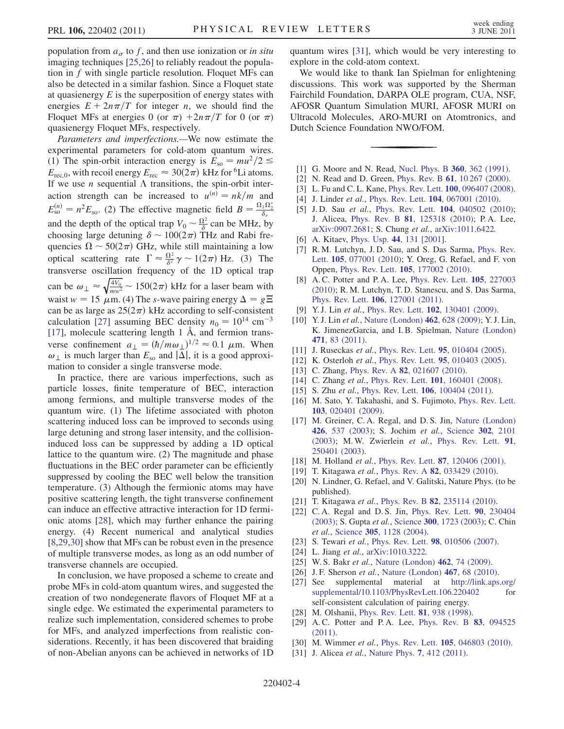population from $a_\sigma$ to $f$, and then use ionization or *in situ* imaging techniques [25,26] to reliably readout the population in $f$ with single particle resolution. Floquet MFs can also be detected in a similar fashion. Since a Floquet state at quasienergy $E$ is the superposition of energy states with energies $E + 2n\pi/T$ for integer $n$, we should find the Floquet MFs at energies 0 (or $\pi$) $+2n\pi/T$ for 0 (or $\pi$) quasienergy Floquet MFs, respectively.

*Parameters and imperfections.*—We now estimate the experimental parameters for cold-atom quantum wires. (1) The spin-orbit interaction energy is $E_{\rm so} = mu^2/2 \leq E_{\rm rec,0}$, with recoil energy $E_{\rm rec} \approx 30(2\pi)$ kHz for $^6$Li atoms. If we use $n$ sequential $\Lambda$ transitions, the spin-orbit interaction strength can be increased to $u^{(n)} = nk/m$ and $E_{\rm so}^{(n)} = n^2 E_{\rm so}$. (2) The effective magnetic field $B = \frac{\Omega_1 \Omega_2^*}{\delta_e}$ and the depth of the optical trap $V_0 \sim \frac{\Omega^2}{\delta}$ can be MHz, by choosing large detuning $\delta \sim 100(2\pi)$ THz and Rabi frequencies $\Omega \sim 50(2\pi)$ GHz, while still maintaining a low optical scattering rate $\Gamma \approx \frac{\Omega^2}{\delta^2}\gamma \sim 1(2\pi)$ Hz. (3) The transverse oscillation frequency of the 1D optical trap can be $\omega_\perp \approx \sqrt{\frac{4V_0}{mw^2}} \sim 150(2\pi)$ kHz for a laser beam with waist $w = 15$ $\mu$m. (4) The $s$-wave pairing energy $\Delta = g\Xi$ can be as large as $25(2\pi)$ kHz according to self-consistent calculation [27] assuming BEC density $n_0 = 10^{14}$ cm$^{-3}$ [17], molecule scattering length 1 Å, and fermion transverse confinement $a_\perp = (\hbar/m\omega_\perp)^{1/2} \approx 0.1$ $\mu$m. When $\omega_\perp$ is much larger than $E_{\rm so}$ and $|\Delta|$, it is a good approximation to consider a single transverse mode.

In practice, there are various imperfections, such as particle losses, finite temperature of BEC, interaction among fermions, and multiple transverse modes of the quantum wire. (1) The lifetime associated with photon scattering induced loss can be improved to seconds using large detuning and strong laser intensity, and the collision-induced loss can be suppressed by adding a 1D optical lattice to the quantum wire. (2) The magnitude and phase fluctuations in the BEC order parameter can be efficiently suppressed by cooling the BEC well below the transition temperature. (3) Although the fermionic atoms may have positive scattering length, the tight transverse confinement can induce an effective attractive interaction for 1D fermionic atoms [28], which may further enhance the pairing energy. (4) Recent numerical and analytical studies [8,29,30] show that MFs can be robust even in the presence of multiple transverse modes, as long as an odd number of transverse channels are occupied.

In conclusion, we have proposed a scheme to create and probe MFs in cold-atom quantum wires, and suggested the creation of two nondegenerate flavors of Floquet MF at a single edge. We estimated the experimental parameters to realize such implementation, considered schemes to probe for MFs, and analyzed imperfections from realistic considerations. Recently, it has been discovered that braiding of non-Abelian anyons can be achieved in networks of 1D quantum wires [31], which would be very interesting to explore in the cold-atom context.

We would like to thank Ian Spielman for enlightening discussions. This work was supported by the Sherman Fairchild Foundation, DARPA OLE program, CUA, NSF, AFOSR Quantum Simulation MURI, AFOSR MURI on Ultracold Molecules, ARO-MURI on Atomtronics, and Dutch Science Foundation NWO/FOM.

---

[1] G. Moore and N. Read, Nucl. Phys. B **360**, 362 (1991).
[2] N. Read and D. Green, Phys. Rev. B **61**, 10 267 (2000).
[3] L. Fu and C. L. Kane, Phys. Rev. Lett. **100**, 096407 (2008).
[4] J. Linder *et al.*, Phys. Rev. Lett. **104**, 067001 (2010).
[5] J. D. Sau *et al.*, Phys. Rev. Lett. **104**, 040502 (2010); J. Alicea, Phys. Rev. B **81**, 125318 (2010); P. A. Lee, arXiv:0907.2681; S. Chung *et al.*, arXiv:1011.6422.
[6] A. Kitaev, Phys. Usp. **44**, 131 [2001].
[7] R. M. Lutchyn, J. D. Sau, and S. Das Sarma, Phys. Rev. Lett. **105**, 077001 (2010); Y. Oreg, G. Refael, and F. von Oppen, Phys. Rev. Lett. **105**, 177002 (2010).
[8] A. C. Potter and P. A. Lee, Phys. Rev. Lett. **105**, 227003 (2010); R. M. Lutchyn, T. D. Stanescu, and S. Das Sarma, Phys. Rev. Lett. **106**, 127001 (2011).
[9] Y. J. Lin *et al.*, Phys. Rev. Lett. **102**, 130401 (2009).
[10] Y. J. Lin *et al.*, Nature (London) **462**, 628 (2009); Y. J. Lin, K. JimenezGarcia, and I. B. Spielman, Nature (London) **471**, 83 (2011).
[11] J. Ruseckas *et al.*, Phys. Rev. Lett. **95**, 010404 (2005).
[12] K. Osterloh *et al.*, Phys. Rev. Lett. **95**, 010403 (2005).
[13] C. Zhang, Phys. Rev. A **82**, 021607 (2010).
[14] C. Zhang *et al.*, Phys. Rev. Lett. **101**, 160401 (2008).
[15] S. Zhu *et al.*, Phys. Rev. Lett. **106**, 100404 (2011).
[16] M. Sato, Y. Takahashi, and S. Fujimoto, Phys. Rev. Lett. **103**, 020401 (2009).
[17] M. Greiner, C. A. Regal, and D. S. Jin, Nature (London) **426**, 537 (2003); S. Jochim *et al.*, Science **302**, 2101 (2003); M. W. Zwierlein *et al.*, Phys. Rev. Lett. **91**, 250401 (2003).
[18] M. Holland *et al.*, Phys. Rev. Lett. **87**, 120406 (2001).
[19] T. Kitagawa *et al.*, Phys. Rev. A **82**, 033429 (2010).
[20] N. Lindner, G. Refael, and V. Galitski, Nature Phys. (to be published).
[21] T. Kitagawa *et al.*, Phys. Rev. B **82**, 235114 (2010).
[22] C. A. Regal and D. S. Jin, Phys. Rev. Lett. **90**, 230404 (2003); S. Gupta *et al.*, Science **300**, 1723 (2003); C. Chin *et al.*, Science **305**, 1128 (2004).
[23] S. Tewari *et al.*, Phys. Rev. Lett. **98**, 010506 (2007).
[24] L. Jiang *et al.*, arXiv:1010.3222.
[25] W. S. Bakr *et al.*, Nature (London) **462**, 74 (2009).
[26] J. F. Sherson *et al.*, Nature (London) **467**, 68 (2010).
[27] See supplemental material at http://link.aps.org/supplemental/10.1103/PhysRevLett.106.220402 for self-consistent calculation of pairing energy.
[28] M. Olshanii, Phys. Rev. Lett. **81**, 938 (1998).
[29] A. C. Potter and P. A. Lee, Phys. Rev. B **83**, 094525 (2011).
[30] M. Wimmer *et al.*, Phys. Rev. Lett. **105**, 046803 (2010).
[31] J. Alicea *et al.*, Nature Phys. **7**, 412 (2011).